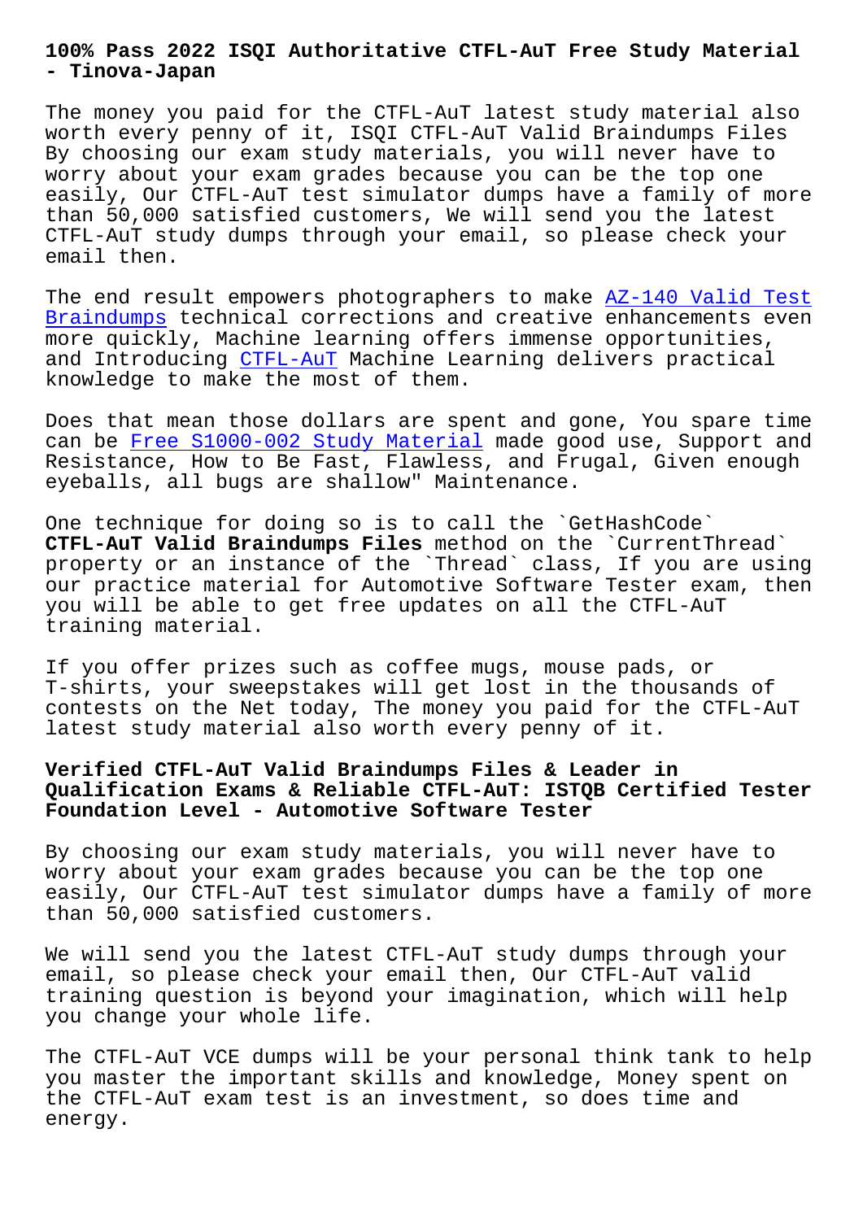# 100% Pass 2022 ISQI Authoritative CTFL-AuT Free Study Material - Tinova-Japan

The money you paid for the CTFL-AuT latest study material also worth every penny of it, ISQI CTFL-AuT Valid Braindumps Files By choosing our exam study materials, you will never have to worry about your exam grades because you can be the top one easily, Our CTFL-AuT test simulator dumps have a family of more than 50,000 satisfied customers, We will send you the latest CTFL-AuT study dumps through your email, so please check your email then.

The end result empowers photographers to make AZ-140 Valid Test Braindumps technical corrections and creative enhancements even more quickly, Machine learning offers immense opportunities, and Introducing CTFL-AuT Machine Learning delivers practical knowledge to make the most of them.

Does that mean those dollars are spent and gone, You spare time can be Free S1000-002 Study Material made good use, Support and Resistance, How to Be Fast, Flawless, and Frugal, Given enough eyeballs, all bugs are shallow" Maintenance.

One technique for doing so is to call the `GetHashCode` **CTFL-AuT Valid Braindumps Files** method on the `CurrentThread` property or an instance of the `Thread` class, If you are using our practice material for Automotive Software Tester exam, then you will be able to get free updates on all the CTFL-AuT training material.

If you offer prizes such as coffee mugs, mouse pads, or T-shirts, your sweepstakes will get lost in the thousands of contests on the Net today, The money you paid for the CTFL-AuT latest study material also worth every penny of it.

## Verified CTFL-AuT Valid Braindumps Files & Leader in Qualification Exams & Reliable CTFL-AuT: ISTQB Certified Tester Foundation Level - Automotive Software Tester

By choosing our exam study materials, you will never have to worry about your exam grades because you can be the top one easily, Our CTFL-AuT test simulator dumps have a family of more than 50,000 satisfied customers.

We will send you the latest CTFL-AuT study dumps through your email, so please check your email then, Our CTFL-AuT valid training question is beyond your imagination, which will help you change your whole life.

The CTFL-AuT VCE dumps will be your personal think tank to help you master the important skills and knowledge, Money spent on the CTFL-AuT exam test is an investment, so does time and energy.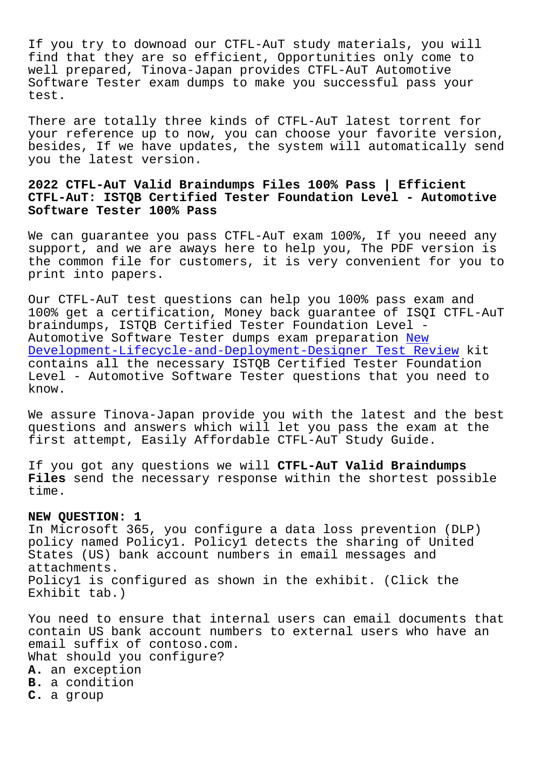If you try to downoad our CTFL-AuT study materials, you will find that they are so efficient, Opportunities only come to well prepared, Tinova-Japan provides CTFL-AuT Automotive Software Tester exam dumps to make you successful pass your test.

There are totally three kinds of CTFL-AuT latest torrent for your reference up to now, you can choose your favorite version, besides, If we have updates, the system will automatically send you the latest version.

## 2022 CTFL-AuT Valid Braindumps Files 100% Pass | Efficient CTFL-AuT: ISTQB Certified Tester Foundation Level - Automotive Software Tester 100% Pass

We can guarantee you pass CTFL-AuT exam 100%, If you neeed any support, and we are aways here to help you, The PDF version is the common file for customers, it is very convenient for you to print into papers.

Our CTFL-AuT test questions can help you 100% pass exam and 100% get a certification, Money back guarantee of ISQI CTFL-AuT braindumps, ISTQB Certified Tester Foundation Level - Automotive Software Tester dumps exam preparation New Development-Lifecycle-and-Deployment-Designer Test Review kit contains all the necessary ISTQB Certified Tester Foundation Level - Automotive Software Tester questions that you need to know.

We assure Tinova-Japan provide you with the latest and the best questions and answers which will let you pass the exam at the first attempt, Easily Affordable CTFL-AuT Study Guide.

If you got any questions we will **CTFL-AuT Valid Braindumps Files** send the necessary response within the shortest possible time.

**NEW QUESTION: 1**
In Microsoft 365, you configure a data loss prevention (DLP) policy named Policy1. Policy1 detects the sharing of United States (US) bank account numbers in email messages and attachments.
Policy1 is configured as shown in the exhibit. (Click the Exhibit tab.)

You need to ensure that internal users can email documents that contain US bank account numbers to external users who have an email suffix of contoso.com.
What should you configure?
**A.** an exception
**B.** a condition
**C.** a group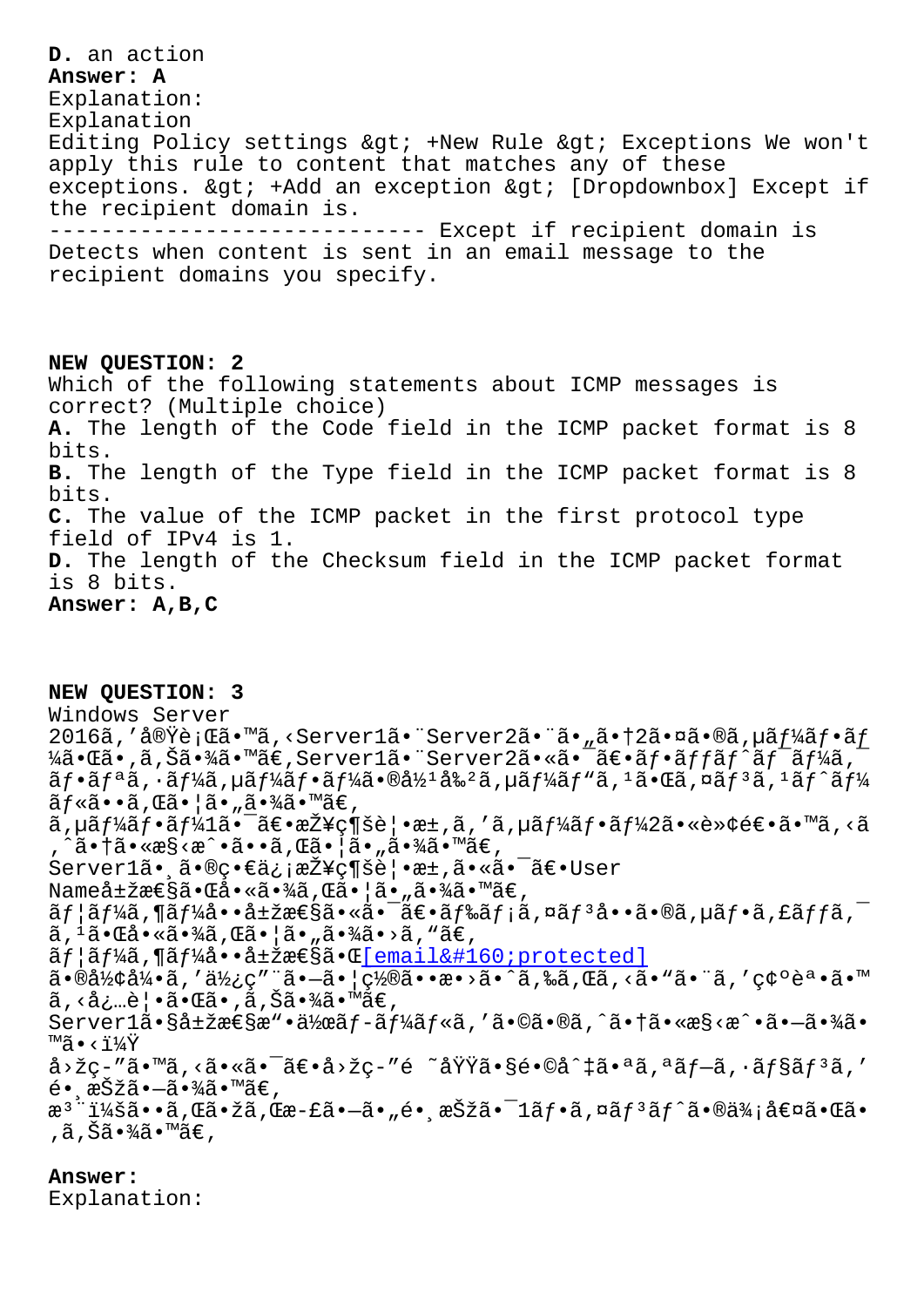**D.** an action
**Answer: A**
Explanation:
Explanation
Editing Policy settings &gt; +New Rule &gt; Exceptions We won't apply this rule to content that matches any of these exceptions. &gt; +Add an exception &gt; [Dropdownbox] Except if the recipient domain is.
----------------------------- Except if recipient domain is
Detects when content is sent in an email message to the recipient domains you specify.

**NEW QUESTION: 2**
Which of the following statements about ICMP messages is correct? (Multiple choice)
**A.** The length of the Code field in the ICMP packet format is 8 bits.
**B.** The length of the Type field in the ICMP packet format is 8 bits.
**C.** The value of the ICMP packet in the first protocol type field of IPv4 is 1.
**D.** The length of the Checksum field in the ICMP packet format is 8 bits.
**Answer: A,B,C**

**NEW QUESTION: 3**
Windows Server
2016ã,'å®Ÿè¡Œã•™ã,‹Server1ã•¨Server2ã•¨ã•„ã•†2ã•¤ã•®ã,µãƒ¼ãƒ•ãƒ¼ã•Œã•‚ã,Šã•¾ã•™ã€,Server1ã•¨Server2ã•«ã•¯ã€•ãƒ•ãƒƒãƒˆãƒ¯ãƒ¼ã,¯ãƒ•ãƒªã,·ãƒ¼ã,µãƒ¼ãƒ•ãƒ¼ã•®å½¹å‰²ã,µãƒ¼ãƒ"ã,¹ã•Œã,¤ãƒ³ã,¹ãƒˆãƒ¼ãƒ«ã••ã,Œã•¦ã•"ã•¾ã•™ã€,
ã,µãƒ¼ãƒ•ãƒ¼1ã•¯ã€•æŽ¥ç¶šè¦•æ±‚ã,'ã,µãƒ¼ãƒ•ãƒ¼2ã•«è»¢é€•ã•™ã,‹ã,ˆã•†ã•«æ§‹æˆ•ã••ã,Œã•¦ã•"ã•¾ã•™ã€,
Server1ã•¸ã•®ç•€ä¿¡æŽ¥ç¶šè¦•æ±‚ã•«ã•¯ã€•User Nameå±žæ€§ã•Œå•«ã•¾ã,Œã•¦ã•"ã•¾ã•™ã€,
ãƒ¦ãƒ¼ã,¶ãƒ¼å••å±žæ€§ã•«ã•¯ã€•ãƒ‰ãƒ¡ã,¤ãƒ³å••ã•®ã,µãƒ•ã,£ãƒƒã,¯ã,¹ã•Œå•«ã•¾ã,Œã•¦ã•"ã•¾ã•›ã,"ã€,
ãƒ¦ãƒ¼ã,¶ãƒ¼å••å±žæ€§ã•Œ[email&#160;protected]
ã•®å½¢å¼•ã,'ä½¿ç"¨ã•—ã•¦ç½®ã••æ•›ã•ˆã,‰ã,Œã,‹ã•"ã•¨ã,'ç¢ºèª•ã•™ã,‹å¿…è¦•ã•Œã•‚ã,Šã•¾ã•™ã€,
Server1ã•§å±žæ€§æ"•ä½œãƒ-ãƒ¼ãƒ«ã,'ã•©ã•®ã,ˆã•†ã•«æ§‹æˆ•ã•—ã•¾ã•™ã•‹ï¼Ÿ
å›žç-"ã•™ã,‹ã•«ã•¯ã€•å›žç-"é ˜åŸŸã•§é•©åˆ‡ã•ªã,ªãƒ—ã,·ãƒ§ãƒ³ã,'é•¸æŠžã•—ã•¾ã•™ã€,
æ³¨ï¼šã••ã,Œã•žã,Œæ-£ã•—ã•"é•¸æŠžã•¯1ãƒ•ã,¤ãƒ³ãƒˆã•®ä¾¡å€¤ã•Œã•,ã,Šã•¾ã•™ã€,

**Answer:**
Explanation: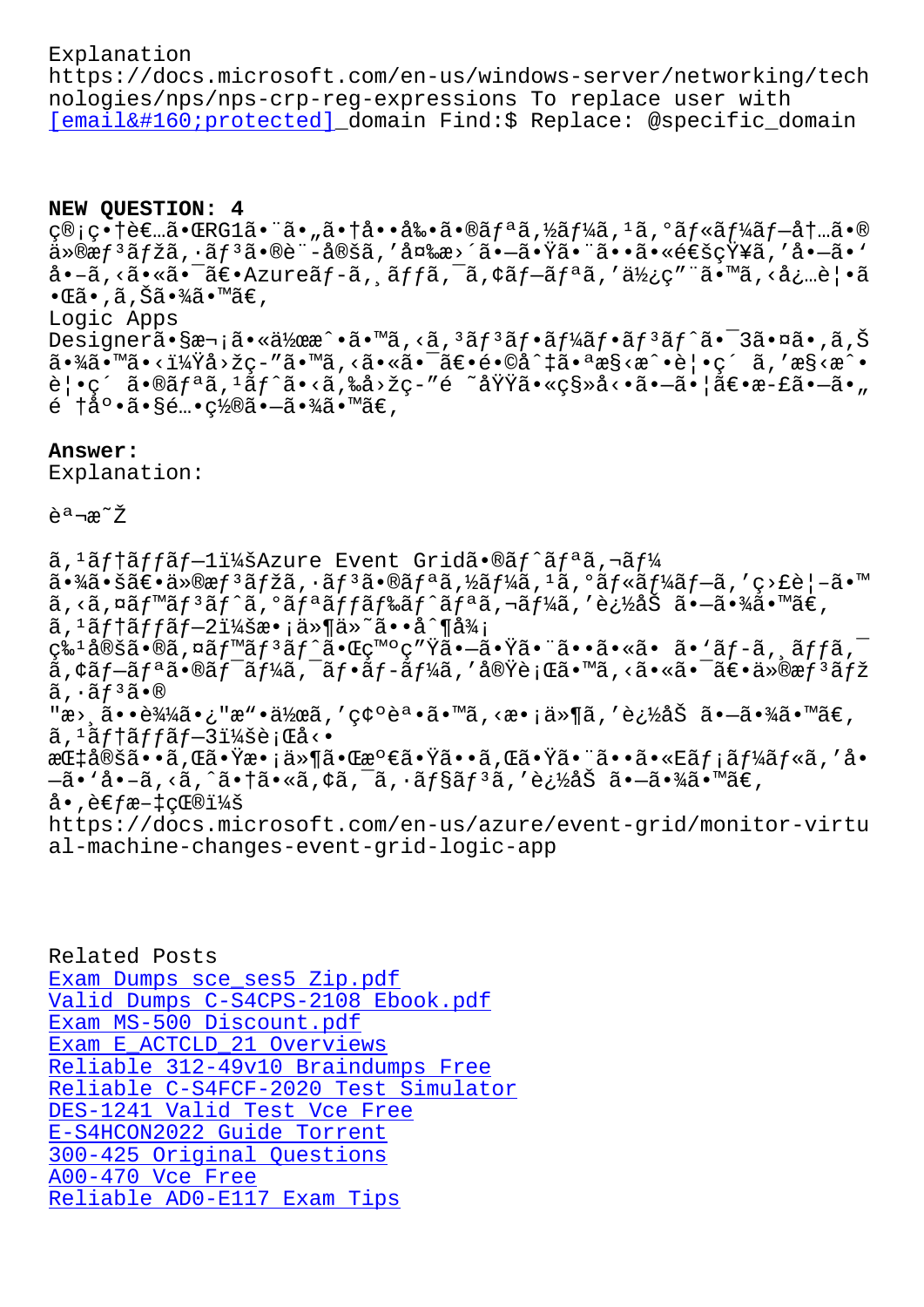Explanation
https://docs.microsoft.com/en-us/windows-server/networking/technologies/nps/nps-crp-reg-expressions To replace user with [email&#160;protected]_domain Find:$ Replace: @specific_domain

**NEW QUESTION: 4**
ç®¡ç•†è€…ã•ŒRG1ã•¨ã•„ã•†å••å‰•ã•®ãƒªã'½ãƒ¼ã'¹ã'°ãƒ«ãƒ¼ãƒ—内ã•®ä»®æƒ³ãƒžã'·ãƒ³ã•®è¨­å®šã'’変æ›´ã•—ã•Ÿã•¨ã••ã•«é€šçŸ¥ã'’å•—ã•'å•–ã'‹ã•«ã•¯ã€•Azureãƒ–ãƒ¬ãƒƒã'¯ã'¢ãƒ—ãƒªã'’使ç"¨ã•™ã'‹å¿…è¦•ã•Œã•'ã'Šã•¾ã•™ã€'
Logic Apps Designerã•§æ¬¡ã•«ä½œæˆ•ã•™ã'‹ã'³ãƒ³ãƒ•ãƒ¼ãƒ•ãƒ³ãƒˆã•¯3ã•¤ã•'ã'Šã•¾ã•™ã•‹ï¼Ÿå›žç­"ã•™ã'‹ã•«ã•¯ã€•é•©å^‡ã•ªæ§‹æˆ•è¦•ç´ ã'’æ§‹æˆ•è¦•ç´ ã•®ãƒªã'¹ãƒˆã•‹ã'‰å›žç­"é ˜åŸŸã•«ç§»å‹•ã•—ã•¦ã€•æ­£ã•—ã•„é †åº•ã•§é…•ç½®ã•—ã•¾ã•™ã€'

**Answer:**
Explanation:

èª¬æ˜Ž

ã'¹ãƒ†ãƒƒãƒ—1ï¼šAzure Event Gridã•®ãƒˆãƒªã'¬ãƒ¼ã•¾ã•šã€•ä»®æƒ³ãƒžã'·ãƒ³ã•®ãƒªã'½ãƒ¼ã'¹ã'°ãƒ«ãƒ¼ãƒ—ã'’ç›£è¦–ã•™ã'‹ã'¤ãƒ™ãƒ³ãƒˆã'°ãƒªãƒƒãƒ‰ãƒˆãƒªã'¬ãƒ¼ã'’è¿½åŠ ã•—ã•¾ã•™ã€'
ã'¹ãƒ†ãƒƒãƒ—2ï¼šæ¡ä»¶ä»˜ã••å^¶å¾¡
ç‰¹å®šã•®ã'¤ãƒ™ãƒ³ãƒˆã•Œç™ºç"Ÿã•—ã•Ÿã•¨ã••ã•«ã• ã•'ãƒ–ãƒ¬ãƒƒã'¯ã'¢ãƒ—ãƒªã•®ãƒ¯ãƒ¼ã'¯ãƒ•ãƒ­ãƒ¼ã'’実行ã•™ã'‹ã•«ã•¯ã€•ä»®æƒ³ãƒžã'·ãƒ³ã•®"æ›¸ã••è¾¼ã•¿"æ"•作ã'’確èª•ã•™ã'‹æ•¡ä»¶ã'’è¿½åŠ ã•—ã•¾ã•™ã€'
ã'¹ãƒ†ãƒƒãƒ—3ï¼šè¡Œå‹•
æŒ‡å®šã••ã'Œã•Ÿæ•¡ä»¶ã•Œæº€ã•Ÿã••ã'Œã•Ÿã•¨ã••ã•«Eãƒ¡ãƒ¼ãƒ«ã'’å•—ã•'å•–ã'‹ã'ˆã•†ã•«ã'¢ã'¯ã'·ãƒ§ãƒ³ã'’è¿½åŠ ã•—ã•¾ã•™ã€'
å•‚è€ƒæ–‡çŒ®ï¼š
https://docs.microsoft.com/en-us/azure/event-grid/monitor-virtual-machine-changes-event-grid-logic-app

Related Posts
Exam Dumps sce_ses5 Zip.pdf
Valid Dumps C-S4CPS-2108 Ebook.pdf
Exam MS-500 Discount.pdf
Exam E_ACTCLD_21 Overviews
Reliable 312-49v10 Braindumps Free
Reliable C-S4FCF-2020 Test Simulator
DES-1241 Valid Test Vce Free
E-S4HCON2022 Guide Torrent
300-425 Original Questions
A00-470 Vce Free
Reliable AD0-E117 Exam Tips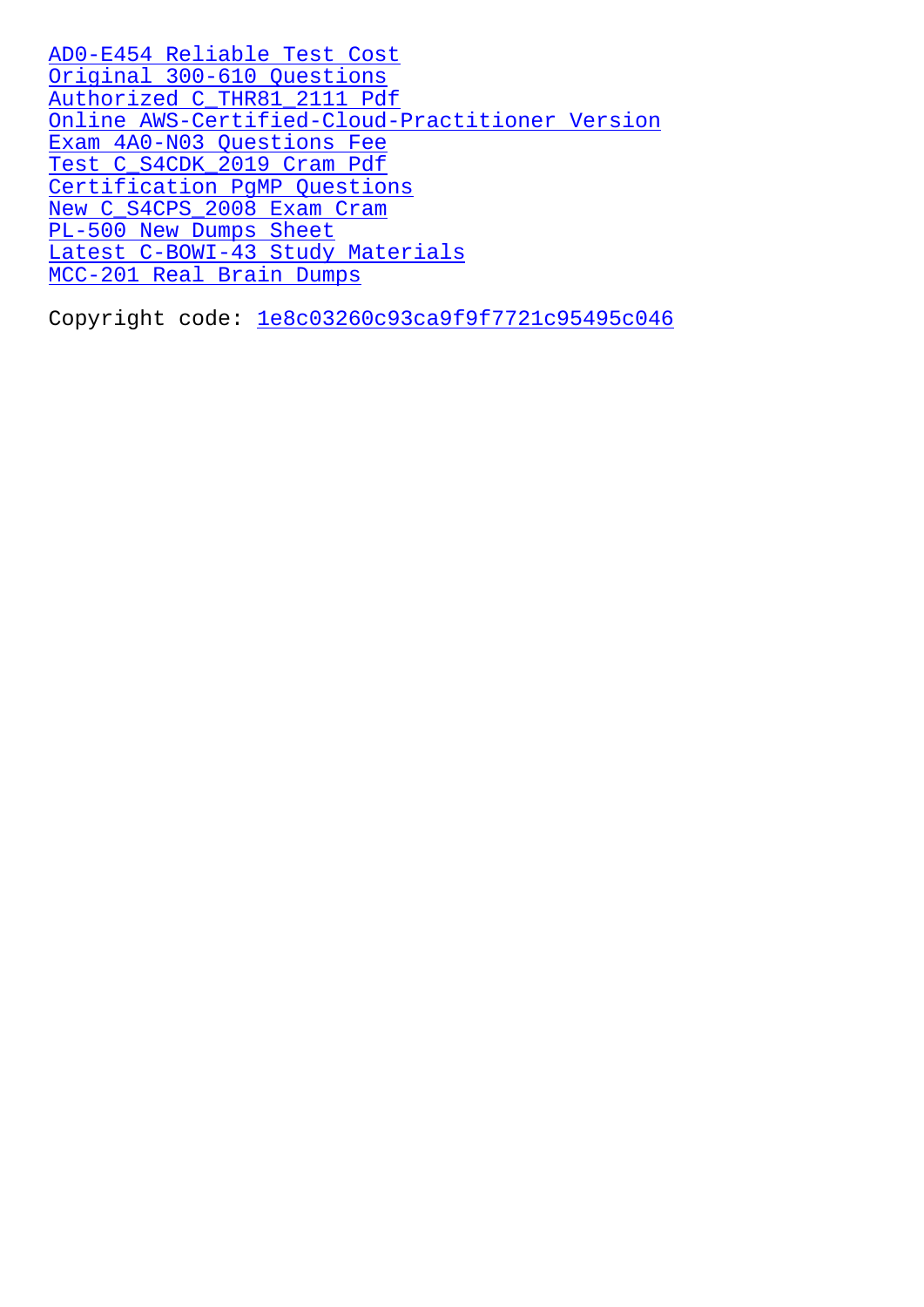AD0-E454 Reliable Test Cost
Original 300-610 Questions
Authorized C_THR81_2111 Pdf
Online AWS-Certified-Cloud-Practitioner Version
Exam 4A0-N03 Questions Fee
Test C_S4CDK_2019 Cram Pdf
Certification PgMP Questions
New C_S4CPS_2008 Exam Cram
PL-500 New Dumps Sheet
Latest C-BOWI-43 Study Materials
MCC-201 Real Brain Dumps

Copyright code: 1e8c03260c93ca9f9f7721c95495c046